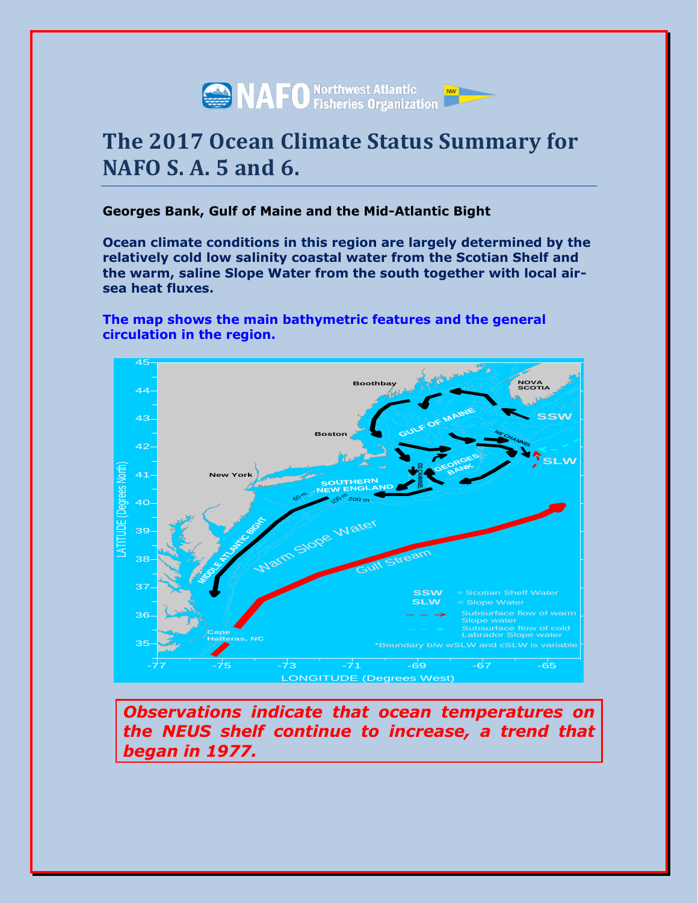NAFO Northwest Atlantic Fisheries Organization

# The 2017 Ocean Climate Status Summary for NAFO S. A. 5 and 6.

**Georges Bank, Gulf of Maine and the Mid-Atlantic Bight**

**Ocean climate conditions in this region are largely determined by the relatively cold low salinity coastal water from the Scotian Shelf and the warm, saline Slope Water from the south together with local air-sea heat fluxes.**

**The map shows the main bathymetric features and the general circulation in the region.**

***Observations indicate that ocean temperatures on the NEUS shelf continue to increase, a trend that began in 1977.***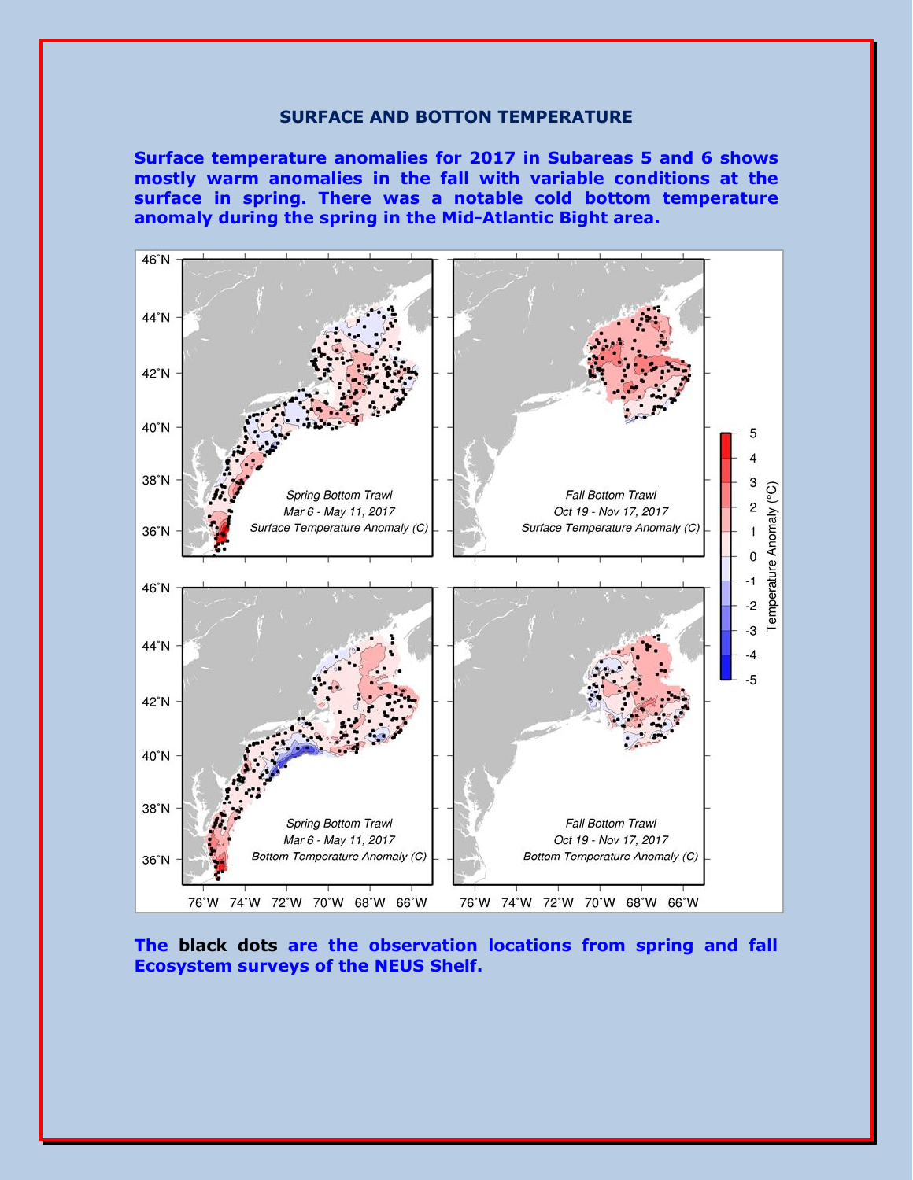## SURFACE AND BOTTON TEMPERATURE

**Surface temperature anomalies for 2017 in Subareas 5 and 6 shows mostly warm anomalies in the fall with variable conditions at the surface in spring. There was a notable cold bottom temperature anomaly during the spring in the Mid-Atlantic Bight area.**

**The black dots are the observation locations from spring and fall Ecosystem surveys of the NEUS Shelf.**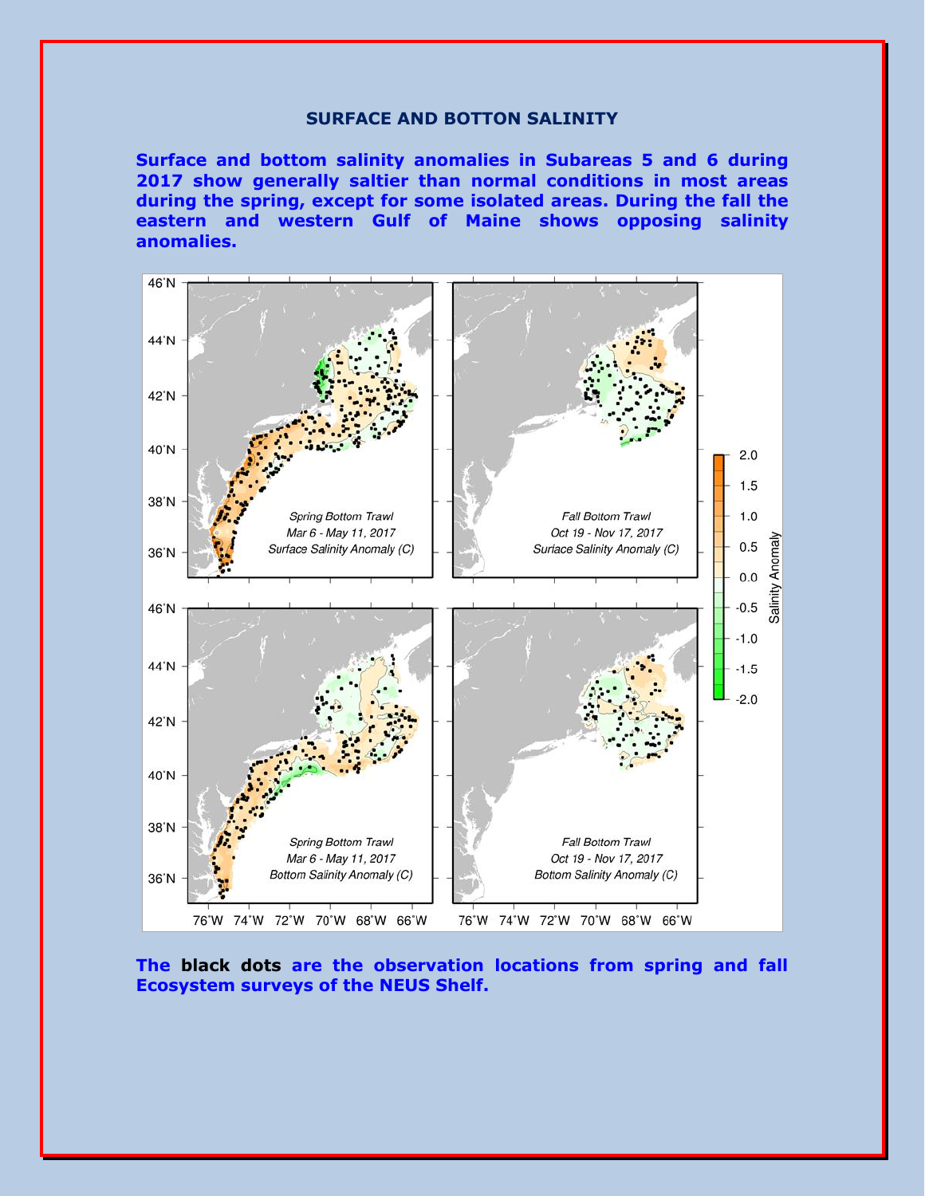## SURFACE AND BOTTON SALINITY

**Surface and bottom salinity anomalies in Subareas 5 and 6 during 2017 show generally saltier than normal conditions in most areas during the spring, except for some isolated areas. During the fall the eastern and western Gulf of Maine shows opposing salinity anomalies.**

**The black dots are the observation locations from spring and fall Ecosystem surveys of the NEUS Shelf.**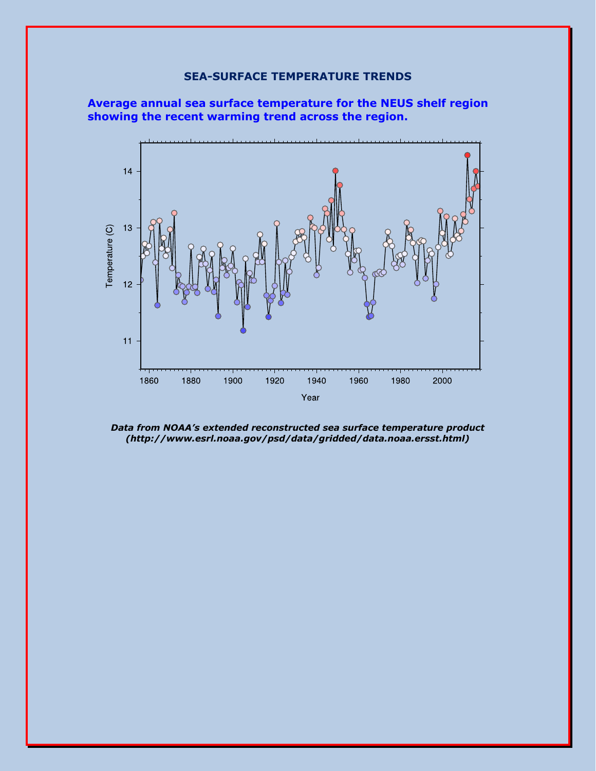## SEA-SURFACE TEMPERATURE TRENDS

**Average annual sea surface temperature for the NEUS shelf region showing the recent warming trend across the region.**

***Data from NOAA's extended reconstructed sea surface temperature product (http://www.esrl.noaa.gov/psd/data/gridded/data.noaa.ersst.html)***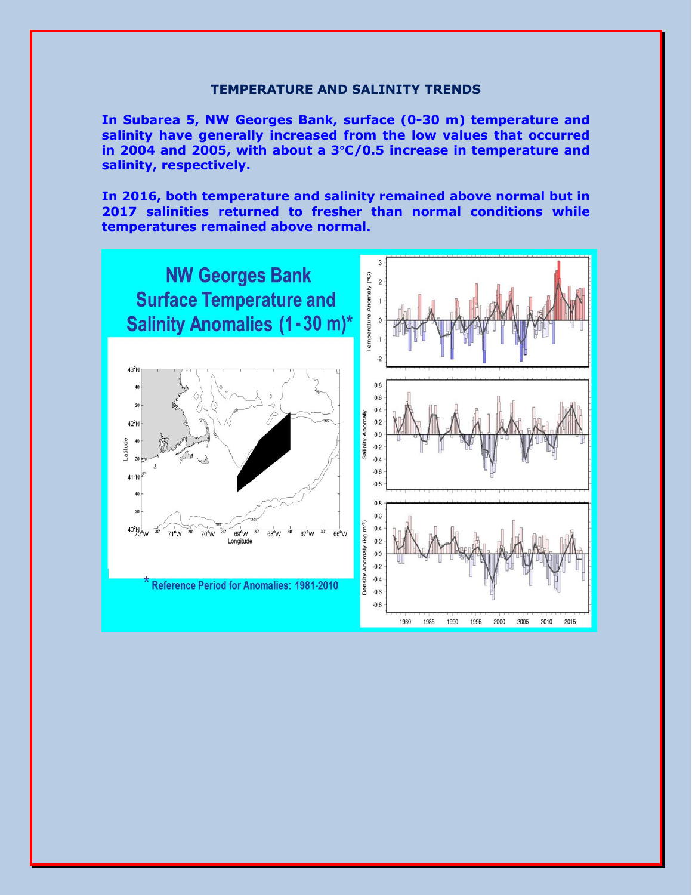# TEMPERATURE AND SALINITY TRENDS

**In Subarea 5, NW Georges Bank, surface (0-30 m) temperature and salinity have generally increased from the low values that occurred in 2004 and 2005, with about a 3°C/0.5 increase in temperature and salinity, respectively.**

**In 2016, both temperature and salinity remained above normal but in 2017 salinities returned to fresher than normal conditions while temperatures remained above normal.**

**NW Georges Bank Surface Temperature and Salinity Anomalies (1-30 m)***

\* Reference Period for Anomalies: 1981-2010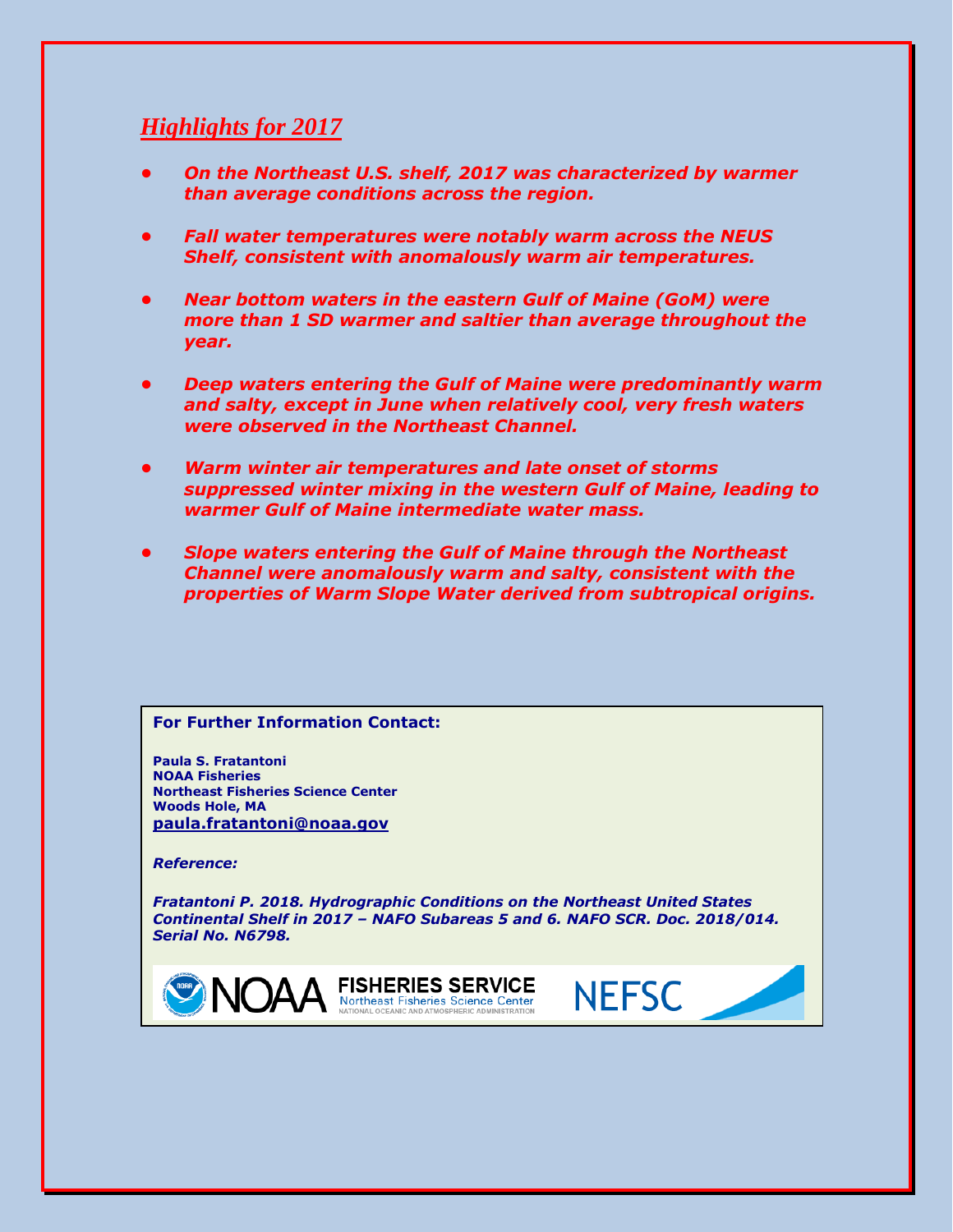## *Highlights for 2017*

- ***On the Northeast U.S. shelf, 2017 was characterized by warmer than average conditions across the region.***
- ***Fall water temperatures were notably warm across the NEUS Shelf, consistent with anomalously warm air temperatures.***
- ***Near bottom waters in the eastern Gulf of Maine (GoM) were more than 1 SD warmer and saltier than average throughout the year.***
- ***Deep waters entering the Gulf of Maine were predominantly warm and salty, except in June when relatively cool, very fresh waters were observed in the Northeast Channel.***
- ***Warm winter air temperatures and late onset of storms suppressed winter mixing in the western Gulf of Maine, leading to warmer Gulf of Maine intermediate water mass.***
- ***Slope waters entering the Gulf of Maine through the Northeast Channel were anomalously warm and salty, consistent with the properties of Warm Slope Water derived from subtropical origins.***

**For Further Information Contact:**

**Paula S. Fratantoni**
**NOAA Fisheries**
**Northeast Fisheries Science Center**
**Woods Hole, MA**
**paula.fratantoni@noaa.gov**

***Reference:***

***Fratantoni P. 2018. Hydrographic Conditions on the Northeast United States Continental Shelf in 2017 – NAFO Subareas 5 and 6. NAFO SCR. Doc. 2018/014. Serial No. N6798.***

NOAA FISHERIES SERVICE
Northeast Fisheries Science Center
NATIONAL OCEANIC AND ATMOSPHERIC ADMINISTRATION

NEFSC